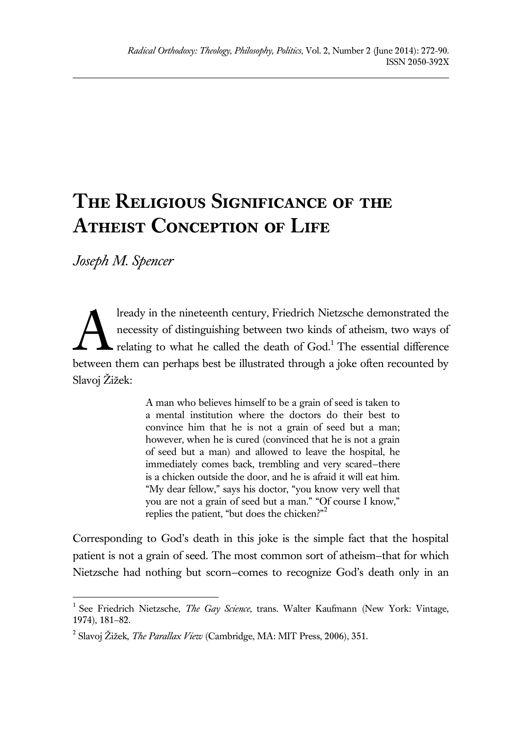# The Religious Significance of the Atheist Conception of Life

*Joseph M. Spencer*

Already in the nineteenth century, Friedrich Nietzsche demonstrated the necessity of distinguishing between two kinds of atheism, two ways of relating to what he called the death of God.[1] The essential difference between them can perhaps best be illustrated through a joke often recounted by Slavoj Žižek:

> A man who believes himself to be a grain of seed is taken to a mental institution where the doctors do their best to convince him that he is not a grain of seed but a man; however, when he is cured (convinced that he is not a grain of seed but a man) and allowed to leave the hospital, he immediately comes back, trembling and very scared–there is a chicken outside the door, and he is afraid it will eat him. "My dear fellow," says his doctor, "you know very well that you are not a grain of seed but a man." "Of course I know," replies the patient, "but does the chicken?"[2]

Corresponding to God's death in this joke is the simple fact that the hospital patient is not a grain of seed. The most common sort of atheism–that for which Nietzsche had nothing but scorn–comes to recognize God's death only in an

---

[1] See Friedrich Nietzsche, *The Gay Science*, trans. Walter Kaufmann (New York: Vintage, 1974), 181–82.

[2] Slavoj Žižek, *The Parallax View* (Cambridge, MA: MIT Press, 2006), 351.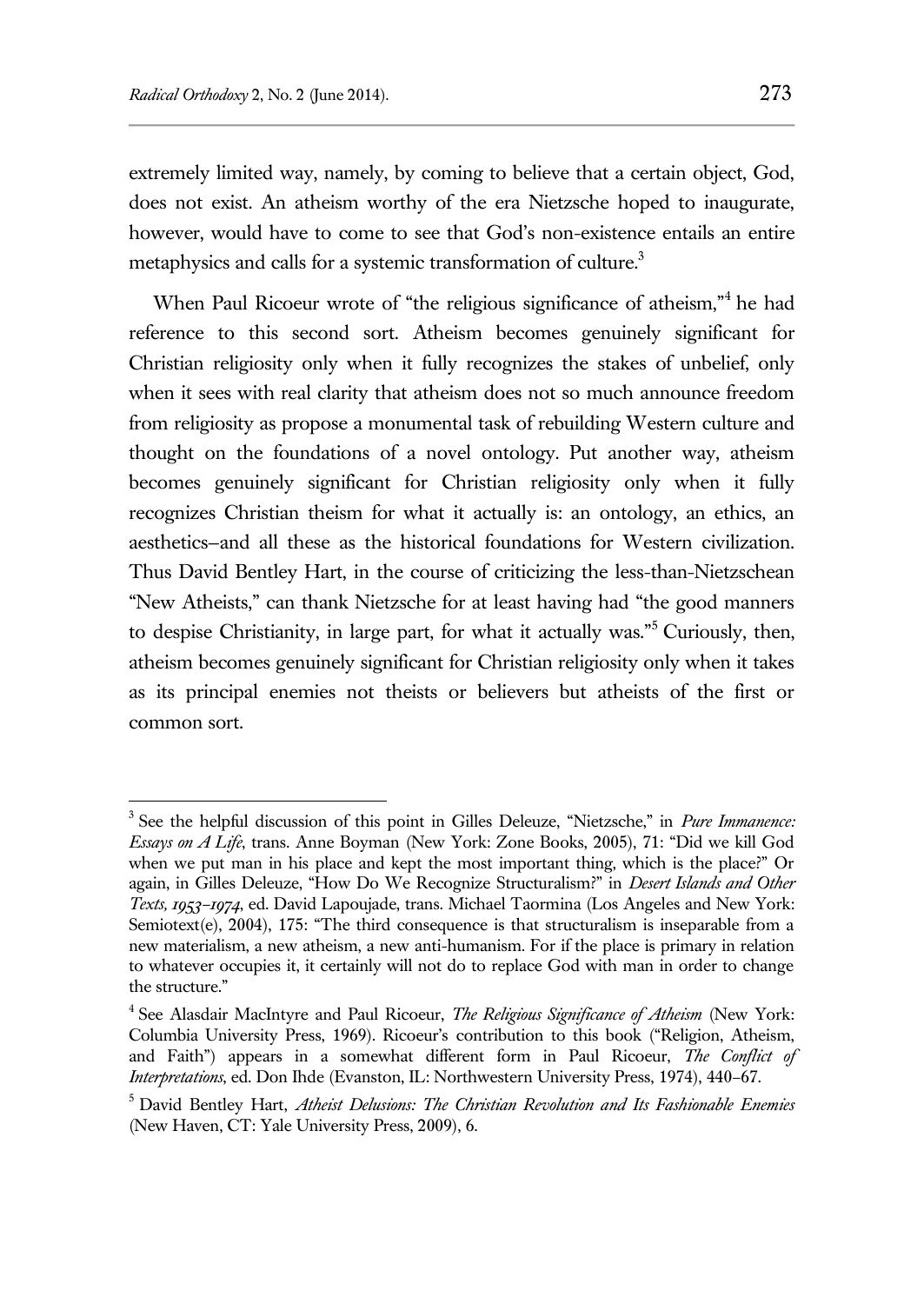extremely limited way, namely, by coming to believe that a certain object, God, does not exist. An atheism worthy of the era Nietzsche hoped to inaugurate, however, would have to come to see that God's non-existence entails an entire metaphysics and calls for a systemic transformation of culture.[3]

When Paul Ricoeur wrote of "the religious significance of atheism,"[4] he had reference to this second sort. Atheism becomes genuinely significant for Christian religiosity only when it fully recognizes the stakes of unbelief, only when it sees with real clarity that atheism does not so much announce freedom from religiosity as propose a monumental task of rebuilding Western culture and thought on the foundations of a novel ontology. Put another way, atheism becomes genuinely significant for Christian religiosity only when it fully recognizes Christian theism for what it actually is: an ontology, an ethics, an aesthetics–and all these as the historical foundations for Western civilization. Thus David Bentley Hart, in the course of criticizing the less-than-Nietzschean "New Atheists," can thank Nietzsche for at least having had "the good manners to despise Christianity, in large part, for what it actually was."[5] Curiously, then, atheism becomes genuinely significant for Christian religiosity only when it takes as its principal enemies not theists or believers but atheists of the first or common sort.

---

[3] See the helpful discussion of this point in Gilles Deleuze, "Nietzsche," in *Pure Immanence: Essays on A Life*, trans. Anne Boyman (New York: Zone Books, 2005), 71: "Did we kill God when we put man in his place and kept the most important thing, which is the place?" Or again, in Gilles Deleuze, "How Do We Recognize Structuralism?" in *Desert Islands and Other Texts, 1953–1974*, ed. David Lapoujade, trans. Michael Taormina (Los Angeles and New York: Semiotext(e), 2004), 175: "The third consequence is that structuralism is inseparable from a new materialism, a new atheism, a new anti-humanism. For if the place is primary in relation to whatever occupies it, it certainly will not do to replace God with man in order to change the structure."

[4] See Alasdair MacIntyre and Paul Ricoeur, *The Religious Significance of Atheism* (New York: Columbia University Press, 1969). Ricoeur's contribution to this book ("Religion, Atheism, and Faith") appears in a somewhat different form in Paul Ricoeur, *The Conflict of Interpretations*, ed. Don Ihde (Evanston, IL: Northwestern University Press, 1974), 440–67.

[5] David Bentley Hart, *Atheist Delusions: The Christian Revolution and Its Fashionable Enemies* (New Haven, CT: Yale University Press, 2009), 6.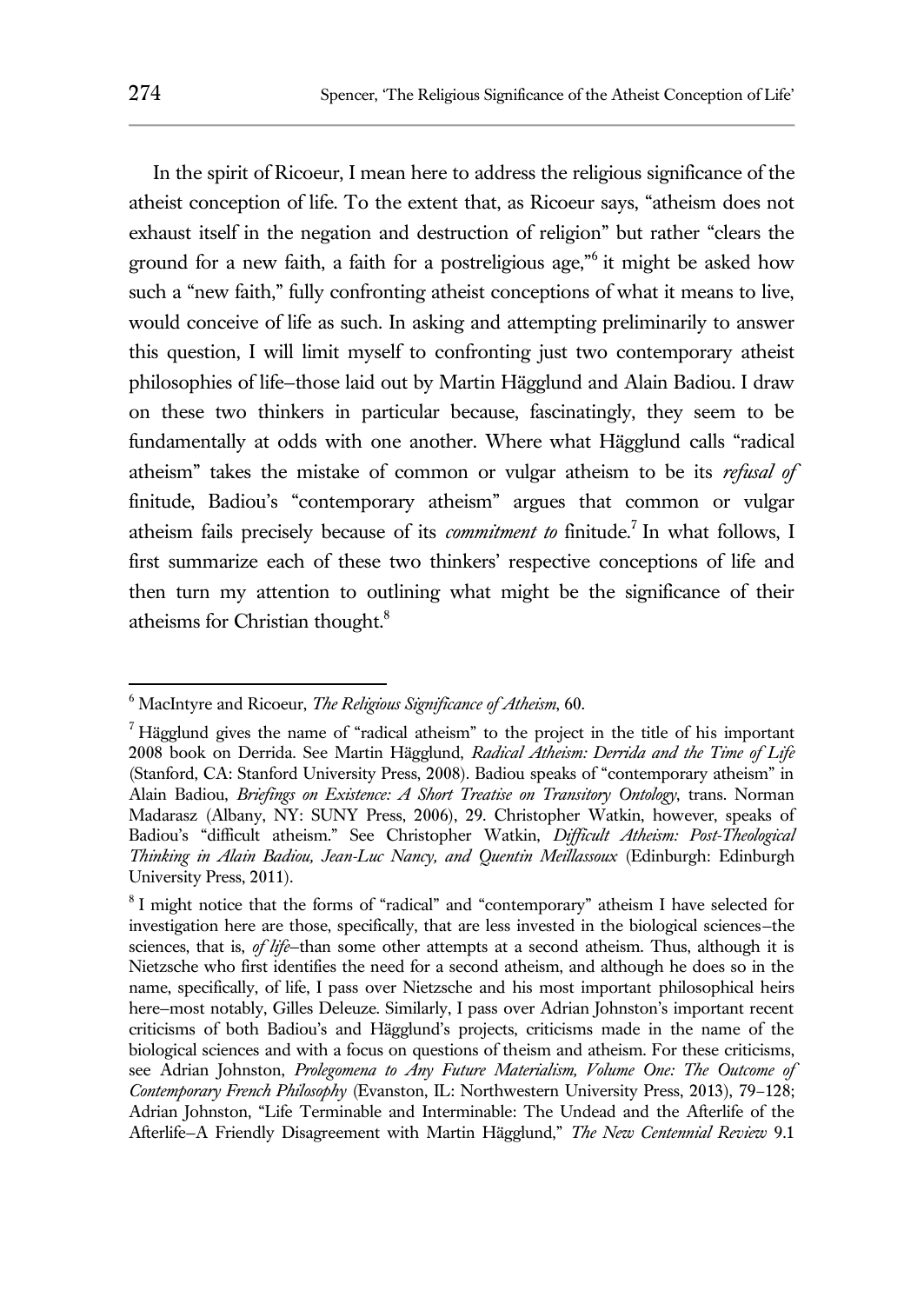In the spirit of Ricoeur, I mean here to address the religious significance of the atheist conception of life. To the extent that, as Ricoeur says, "atheism does not exhaust itself in the negation and destruction of religion" but rather "clears the ground for a new faith, a faith for a postreligious age,"[6] it might be asked how such a "new faith," fully confronting atheist conceptions of what it means to live, would conceive of life as such. In asking and attempting preliminarily to answer this question, I will limit myself to confronting just two contemporary atheist philosophies of life—those laid out by Martin Hägglund and Alain Badiou. I draw on these two thinkers in particular because, fascinatingly, they seem to be fundamentally at odds with one another. Where what Hägglund calls "radical atheism" takes the mistake of common or vulgar atheism to be its *refusal of* finitude, Badiou's "contemporary atheism" argues that common or vulgar atheism fails precisely because of its *commitment to* finitude.[7] In what follows, I first summarize each of these two thinkers' respective conceptions of life and then turn my attention to outlining what might be the significance of their atheisms for Christian thought.[8]

---

[6] MacIntyre and Ricoeur, *The Religious Significance of Atheism*, 60.

[7] Hägglund gives the name of "radical atheism" to the project in the title of his important 2008 book on Derrida. See Martin Hägglund, *Radical Atheism: Derrida and the Time of Life* (Stanford, CA: Stanford University Press, 2008). Badiou speaks of "contemporary atheism" in Alain Badiou, *Briefings on Existence: A Short Treatise on Transitory Ontology*, trans. Norman Madarasz (Albany, NY: SUNY Press, 2006), 29. Christopher Watkin, however, speaks of Badiou's "difficult atheism." See Christopher Watkin, *Difficult Atheism: Post-Theological Thinking in Alain Badiou, Jean-Luc Nancy, and Quentin Meillassoux* (Edinburgh: Edinburgh University Press, 2011).

[8] I might notice that the forms of "radical" and "contemporary" atheism I have selected for investigation here are those, specifically, that are less invested in the biological sciences—the sciences, that is, *of life*—than some other attempts at a second atheism. Thus, although it is Nietzsche who first identifies the need for a second atheism, and although he does so in the name, specifically, of life, I pass over Nietzsche and his most important philosophical heirs here—most notably, Gilles Deleuze. Similarly, I pass over Adrian Johnston's important recent criticisms of both Badiou's and Hägglund's projects, criticisms made in the name of the biological sciences and with a focus on questions of theism and atheism. For these criticisms, see Adrian Johnston, *Prolegomena to Any Future Materialism, Volume One: The Outcome of Contemporary French Philosophy* (Evanston, IL: Northwestern University Press, 2013), 79–128; Adrian Johnston, "Life Terminable and Interminable: The Undead and the Afterlife of the Afterlife—A Friendly Disagreement with Martin Hägglund," *The New Centennial Review* 9.1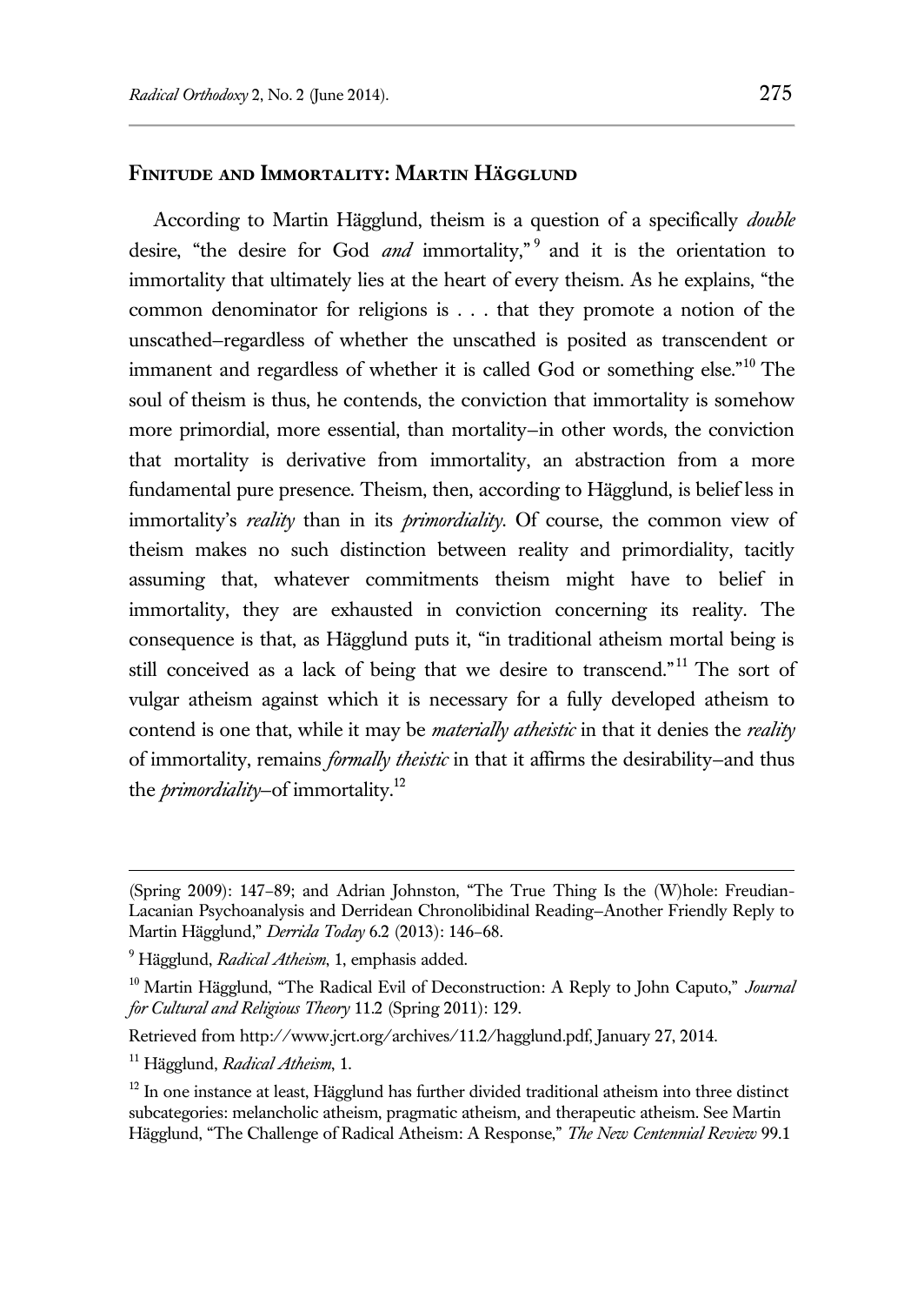## Finitude and Immortality: Martin Hägglund

According to Martin Hägglund, theism is a question of a specifically *double* desire, "the desire for God *and* immortality,"[9] and it is the orientation to immortality that ultimately lies at the heart of every theism. As he explains, "the common denominator for religions is . . . that they promote a notion of the unscathed–regardless of whether the unscathed is posited as transcendent or immanent and regardless of whether it is called God or something else."[10] The soul of theism is thus, he contends, the conviction that immortality is somehow more primordial, more essential, than mortality–in other words, the conviction that mortality is derivative from immortality, an abstraction from a more fundamental pure presence. Theism, then, according to Hägglund, is belief less in immortality's *reality* than in its *primordiality*. Of course, the common view of theism makes no such distinction between reality and primordiality, tacitly assuming that, whatever commitments theism might have to belief in immortality, they are exhausted in conviction concerning its reality. The consequence is that, as Hägglund puts it, "in traditional atheism mortal being is still conceived as a lack of being that we desire to transcend."[11] The sort of vulgar atheism against which it is necessary for a fully developed atheism to contend is one that, while it may be *materially atheistic* in that it denies the *reality* of immortality, remains *formally theistic* in that it affirms the desirability–and thus the *primordiality*–of immortality.[12]

---

(Spring 2009): 147–89; and Adrian Johnston, "The True Thing Is the (W)hole: Freudian-Lacanian Psychoanalysis and Derridean Chronolibidinal Reading–Another Friendly Reply to Martin Hägglund," *Derrida Today* 6.2 (2013): 146–68.

[9] Hägglund, *Radical Atheism*, 1, emphasis added.

[10] Martin Hägglund, "The Radical Evil of Deconstruction: A Reply to John Caputo," *Journal for Cultural and Religious Theory* 11.2 (Spring 2011): 129.

Retrieved from http://www.jcrt.org/archives/11.2/hagglund.pdf, January 27, 2014.

[11] Hägglund, *Radical Atheism*, 1.

[12] In one instance at least, Hägglund has further divided traditional atheism into three distinct subcategories: melancholic atheism, pragmatic atheism, and therapeutic atheism. See Martin Hägglund, "The Challenge of Radical Atheism: A Response," *The New Centennial Review* 99.1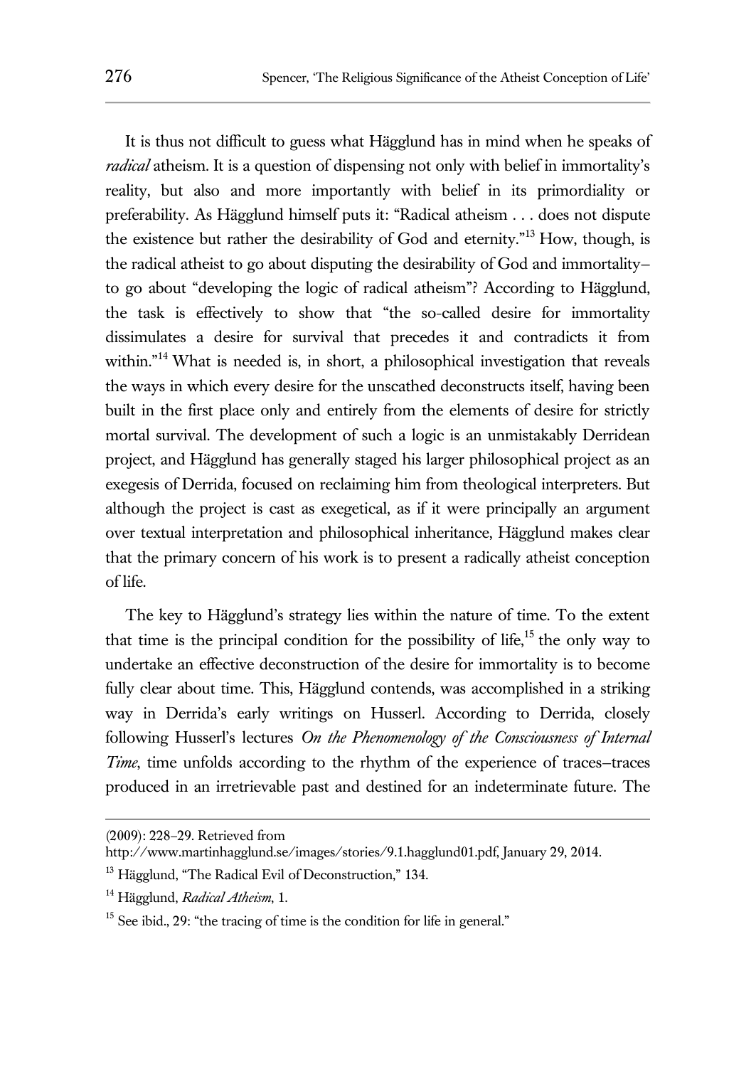It is thus not difficult to guess what Hägglund has in mind when he speaks of *radical* atheism. It is a question of dispensing not only with belief in immortality's reality, but also and more importantly with belief in its primordiality or preferability. As Hägglund himself puts it: "Radical atheism . . . does not dispute the existence but rather the desirability of God and eternity."[13] How, though, is the radical atheist to go about disputing the desirability of God and immortality–to go about "developing the logic of radical atheism"? According to Hägglund, the task is effectively to show that "the so-called desire for immortality dissimulates a desire for survival that precedes it and contradicts it from within."[14] What is needed is, in short, a philosophical investigation that reveals the ways in which every desire for the unscathed deconstructs itself, having been built in the first place only and entirely from the elements of desire for strictly mortal survival. The development of such a logic is an unmistakably Derridean project, and Hägglund has generally staged his larger philosophical project as an exegesis of Derrida, focused on reclaiming him from theological interpreters. But although the project is cast as exegetical, as if it were principally an argument over textual interpretation and philosophical inheritance, Hägglund makes clear that the primary concern of his work is to present a radically atheist conception of life.

The key to Hägglund's strategy lies within the nature of time. To the extent that time is the principal condition for the possibility of life,[15] the only way to undertake an effective deconstruction of the desire for immortality is to become fully clear about time. This, Hägglund contends, was accomplished in a striking way in Derrida's early writings on Husserl. According to Derrida, closely following Husserl's lectures *On the Phenomenology of the Consciousness of Internal Time*, time unfolds according to the rhythm of the experience of traces–traces produced in an irretrievable past and destined for an indeterminate future. The

---

(2009): 228–29. Retrieved from http://www.martinhagglund.se/images/stories/9.1.hagglund01.pdf, January 29, 2014.

[13] Hägglund, "The Radical Evil of Deconstruction," 134.

[14] Hägglund, *Radical Atheism*, 1.

[15] See ibid., 29: "the tracing of time is the condition for life in general."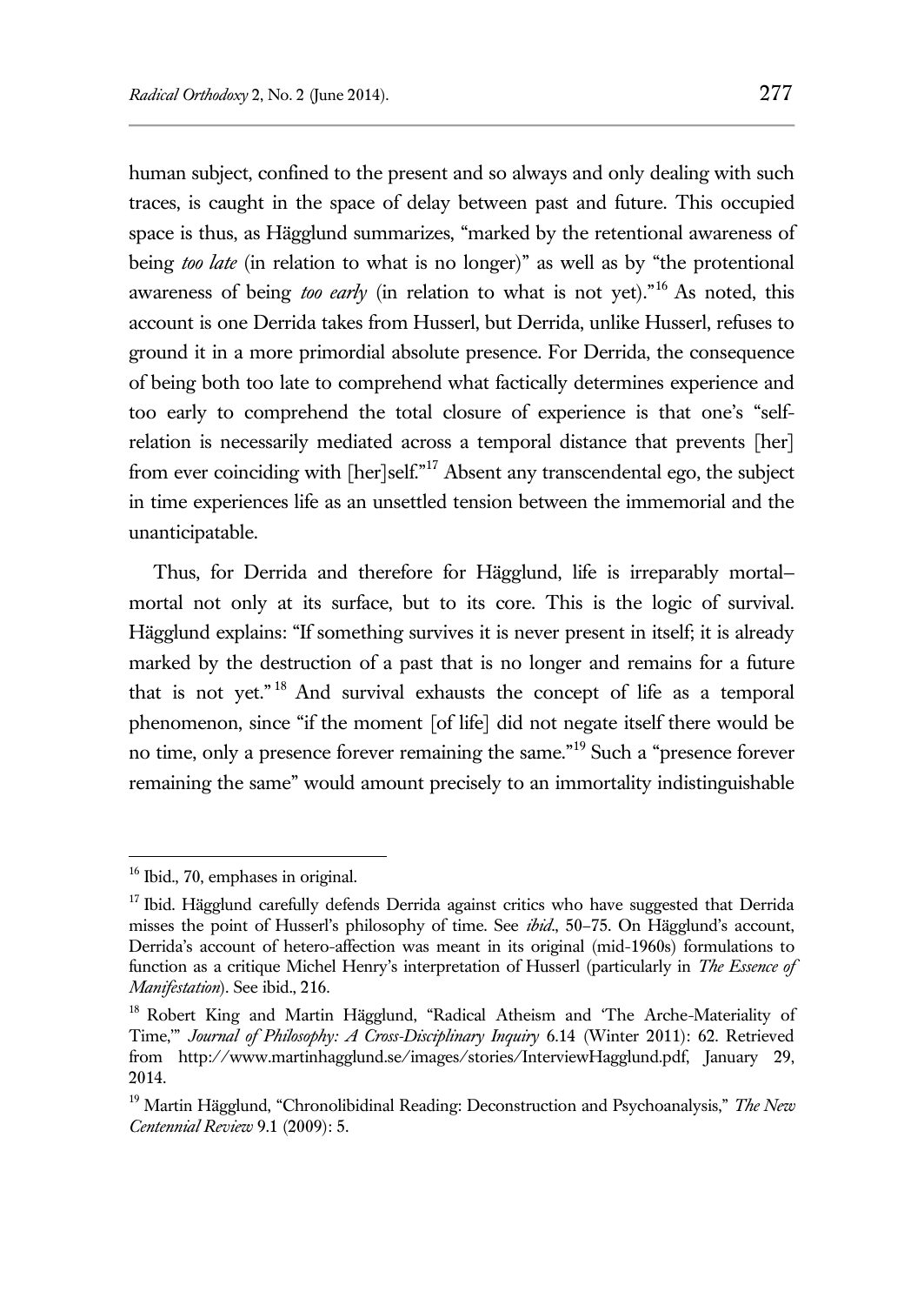human subject, confined to the present and so always and only dealing with such traces, is caught in the space of delay between past and future. This occupied space is thus, as Hägglund summarizes, "marked by the retentional awareness of being *too late* (in relation to what is no longer)" as well as by "the protentional awareness of being *too early* (in relation to what is not yet)."[16] As noted, this account is one Derrida takes from Husserl, but Derrida, unlike Husserl, refuses to ground it in a more primordial absolute presence. For Derrida, the consequence of being both too late to comprehend what factically determines experience and too early to comprehend the total closure of experience is that one's "self-relation is necessarily mediated across a temporal distance that prevents [her] from ever coinciding with [her]self."[17] Absent any transcendental ego, the subject in time experiences life as an unsettled tension between the immemorial and the unanticipatable.

Thus, for Derrida and therefore for Hägglund, life is irreparably mortal–mortal not only at its surface, but to its core. This is the logic of survival. Hägglund explains: "If something survives it is never present in itself; it is already marked by the destruction of a past that is no longer and remains for a future that is not yet."[18] And survival exhausts the concept of life as a temporal phenomenon, since "if the moment [of life] did not negate itself there would be no time, only a presence forever remaining the same."[19] Such a "presence forever remaining the same" would amount precisely to an immortality indistinguishable

---

[16] Ibid., 70, emphases in original.

[17] Ibid. Hägglund carefully defends Derrida against critics who have suggested that Derrida misses the point of Husserl's philosophy of time. See *ibid*., 50–75. On Hägglund's account, Derrida's account of hetero-affection was meant in its original (mid-1960s) formulations to function as a critique Michel Henry's interpretation of Husserl (particularly in *The Essence of Manifestation*). See ibid., 216.

[18] Robert King and Martin Hägglund, "Radical Atheism and 'The Arche-Materiality of Time,'" *Journal of Philosophy: A Cross-Disciplinary Inquiry* 6.14 (Winter 2011): 62. Retrieved from http://www.martinhagglund.se/images/stories/InterviewHagglund.pdf, January 29, 2014.

[19] Martin Hägglund, "Chronolibidinal Reading: Deconstruction and Psychoanalysis," *The New Centennial Review* 9.1 (2009): 5.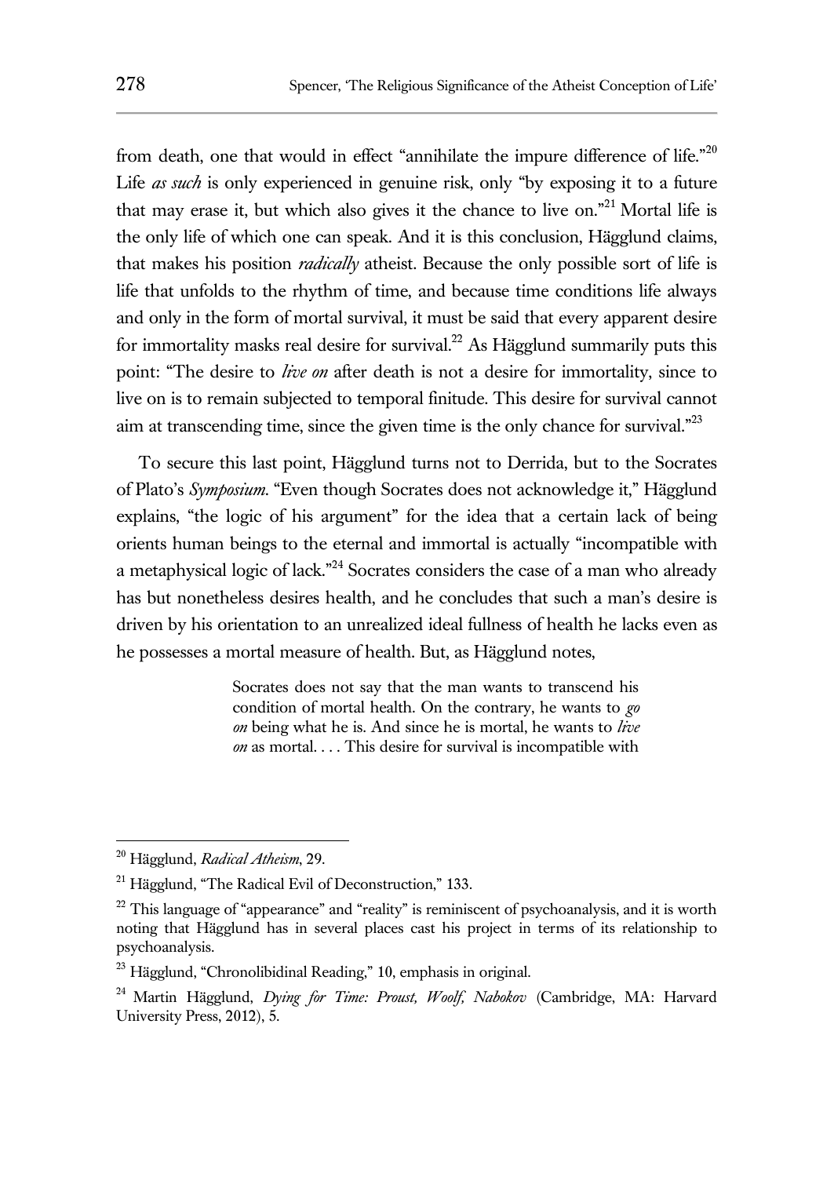from death, one that would in effect "annihilate the impure difference of life."[20] Life *as such* is only experienced in genuine risk, only "by exposing it to a future that may erase it, but which also gives it the chance to live on."[21] Mortal life is the only life of which one can speak. And it is this conclusion, Hägglund claims, that makes his position *radically* atheist. Because the only possible sort of life is life that unfolds to the rhythm of time, and because time conditions life always and only in the form of mortal survival, it must be said that every apparent desire for immortality masks real desire for survival.[22] As Hägglund summarily puts this point: "The desire to *live on* after death is not a desire for immortality, since to live on is to remain subjected to temporal finitude. This desire for survival cannot aim at transcending time, since the given time is the only chance for survival."[23]

To secure this last point, Hägglund turns not to Derrida, but to the Socrates of Plato's *Symposium*. "Even though Socrates does not acknowledge it," Hägglund explains, "the logic of his argument" for the idea that a certain lack of being orients human beings to the eternal and immortal is actually "incompatible with a metaphysical logic of lack."[24] Socrates considers the case of a man who already has but nonetheless desires health, and he concludes that such a man's desire is driven by his orientation to an unrealized ideal fullness of health he lacks even as he possesses a mortal measure of health. But, as Hägglund notes,

> Socrates does not say that the man wants to transcend his condition of mortal health. On the contrary, he wants to *go on* being what he is. And since he is mortal, he wants to *live on* as mortal. . . . This desire for survival is incompatible with

---

[20] Hägglund, *Radical Atheism*, 29.

[21] Hägglund, "The Radical Evil of Deconstruction," 133.

[22] This language of "appearance" and "reality" is reminiscent of psychoanalysis, and it is worth noting that Hägglund has in several places cast his project in terms of its relationship to psychoanalysis.

[23] Hägglund, "Chronolibidinal Reading," 10, emphasis in original.

[24] Martin Hägglund, *Dying for Time: Proust, Woolf, Nabokov* (Cambridge, MA: Harvard University Press, 2012), 5.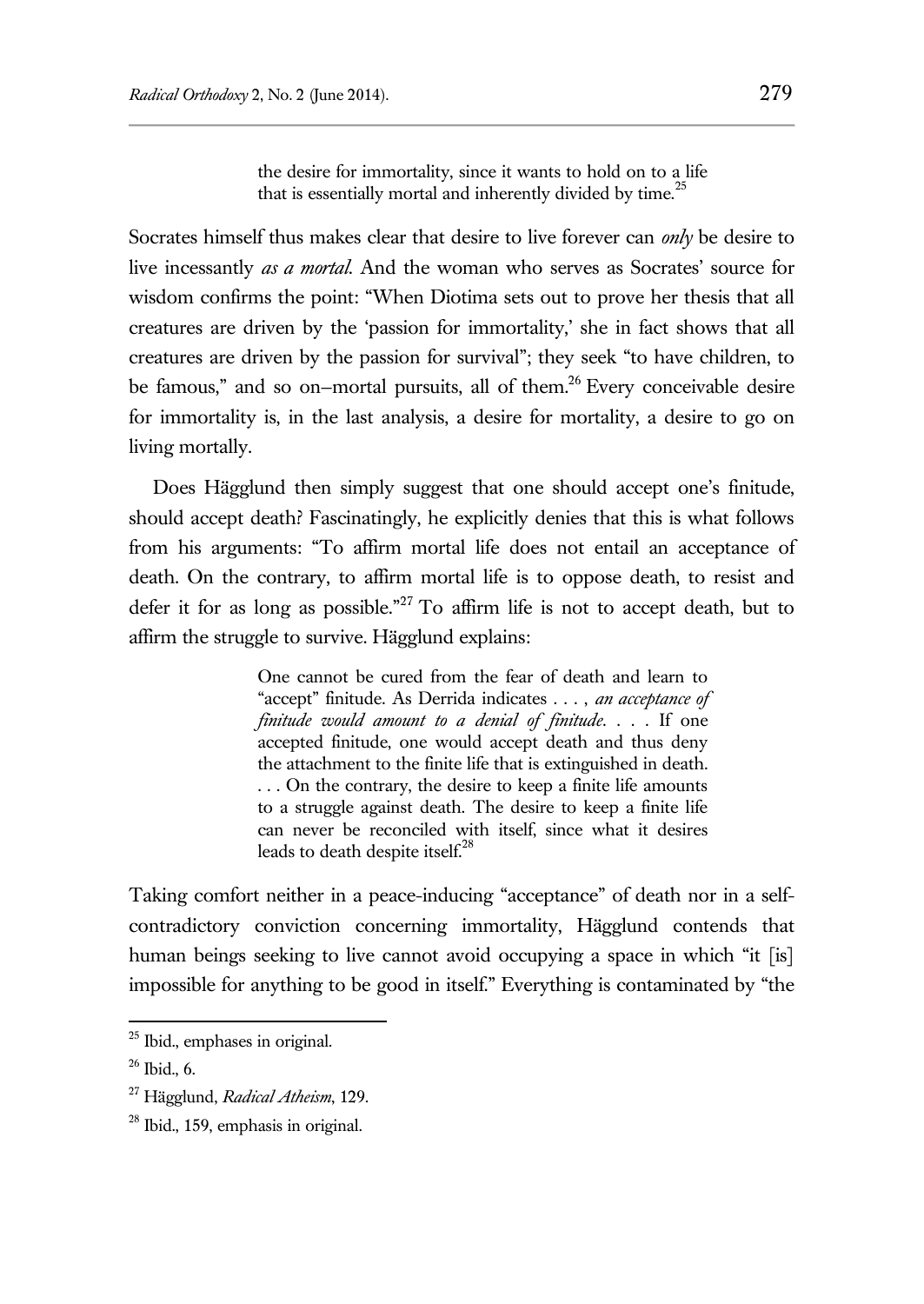> the desire for immortality, since it wants to hold on to a life that is essentially mortal and inherently divided by time.[25]

Socrates himself thus makes clear that desire to live forever can *only* be desire to live incessantly *as a mortal*. And the woman who serves as Socrates' source for wisdom confirms the point: "When Diotima sets out to prove her thesis that all creatures are driven by the 'passion for immortality,' she in fact shows that all creatures are driven by the passion for survival"; they seek "to have children, to be famous," and so on–mortal pursuits, all of them.[26] Every conceivable desire for immortality is, in the last analysis, a desire for mortality, a desire to go on living mortally.

Does Hägglund then simply suggest that one should accept one's finitude, should accept death? Fascinatingly, he explicitly denies that this is what follows from his arguments: "To affirm mortal life does not entail an acceptance of death. On the contrary, to affirm mortal life is to oppose death, to resist and defer it for as long as possible."[27] To affirm life is not to accept death, but to affirm the struggle to survive. Hägglund explains:

> One cannot be cured from the fear of death and learn to "accept" finitude. As Derrida indicates . . . , *an acceptance of finitude would amount to a denial of finitude*. . . . If one accepted finitude, one would accept death and thus deny the attachment to the finite life that is extinguished in death. . . . On the contrary, the desire to keep a finite life amounts to a struggle against death. The desire to keep a finite life can never be reconciled with itself, since what it desires leads to death despite itself.[28]

Taking comfort neither in a peace-inducing "acceptance" of death nor in a self-contradictory conviction concerning immortality, Hägglund contends that human beings seeking to live cannot avoid occupying a space in which "it [is] impossible for anything to be good in itself." Everything is contaminated by "the

---

[25] Ibid., emphases in original.

[26] Ibid., 6.

[27] Hägglund, *Radical Atheism*, 129.

[28] Ibid., 159, emphasis in original.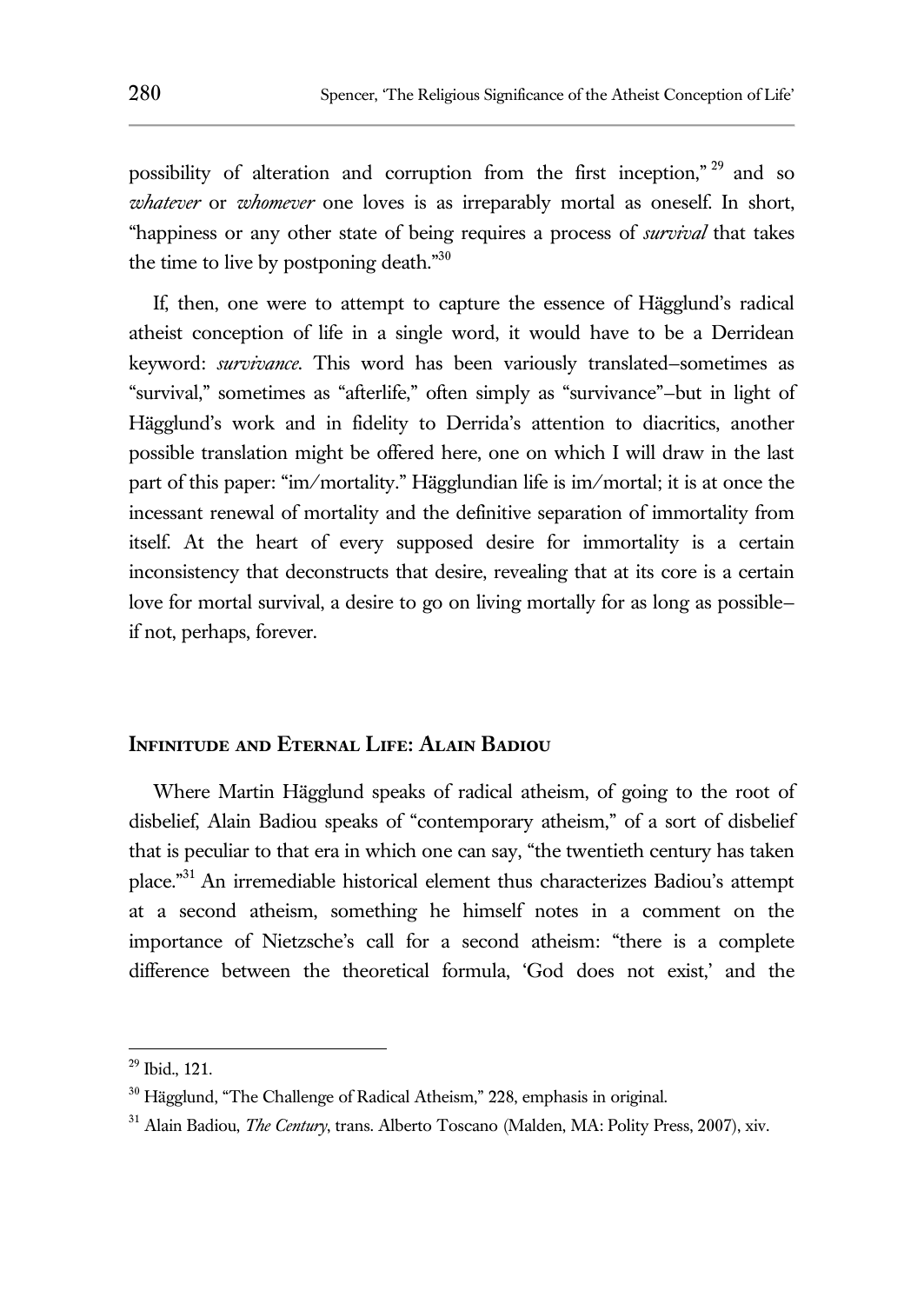possibility of alteration and corruption from the first inception,"[29] and so *whatever* or *whomever* one loves is as irreparably mortal as oneself. In short, "happiness or any other state of being requires a process of *survival* that takes the time to live by postponing death."[30]

If, then, one were to attempt to capture the essence of Hägglund's radical atheist conception of life in a single word, it would have to be a Derridean keyword: *survivance*. This word has been variously translated–sometimes as "survival," sometimes as "afterlife," often simply as "survivance"–but in light of Hägglund's work and in fidelity to Derrida's attention to diacritics, another possible translation might be offered here, one on which I will draw in the last part of this paper: "im/mortality." Hägglundian life is im/mortal; it is at once the incessant renewal of mortality and the definitive separation of immortality from itself. At the heart of every supposed desire for immortality is a certain inconsistency that deconstructs that desire, revealing that at its core is a certain love for mortal survival, a desire to go on living mortally for as long as possible–if not, perhaps, forever.

## Infinitude and Eternal Life: Alain Badiou

Where Martin Hägglund speaks of radical atheism, of going to the root of disbelief, Alain Badiou speaks of "contemporary atheism," of a sort of disbelief that is peculiar to that era in which one can say, "the twentieth century has taken place."[31] An irremediable historical element thus characterizes Badiou's attempt at a second atheism, something he himself notes in a comment on the importance of Nietzsche's call for a second atheism: "there is a complete difference between the theoretical formula, 'God does not exist,' and the

---

[29] Ibid., 121.

[30] Hägglund, "The Challenge of Radical Atheism," 228, emphasis in original.

[31] Alain Badiou, *The Century*, trans. Alberto Toscano (Malden, MA: Polity Press, 2007), xiv.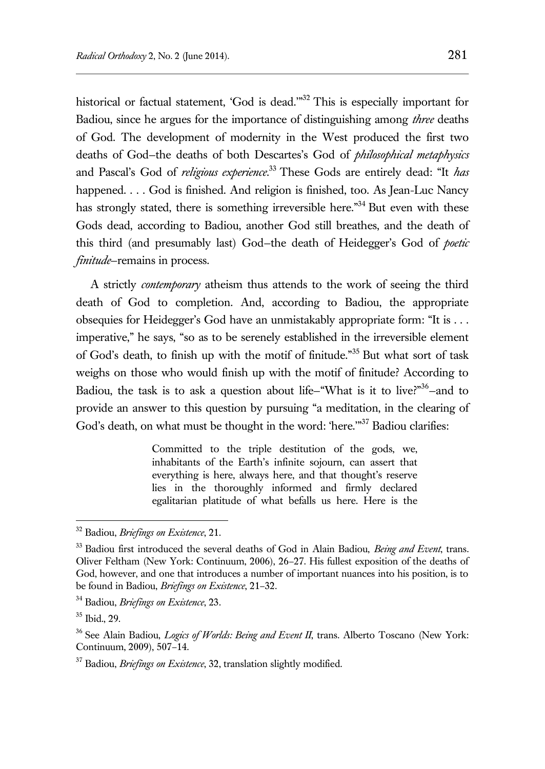historical or factual statement, 'God is dead.'"[32] This is especially important for Badiou, since he argues for the importance of distinguishing among *three* deaths of God. The development of modernity in the West produced the first two deaths of God—the deaths of both Descartes's God of *philosophical metaphysics* and Pascal's God of *religious experience*.[33] These Gods are entirely dead: "It *has* happened. . . . God is finished. And religion is finished, too. As Jean-Luc Nancy has strongly stated, there is something irreversible here."[34] But even with these Gods dead, according to Badiou, another God still breathes, and the death of this third (and presumably last) God—the death of Heidegger's God of *poetic finitude*—remains in process.

A strictly *contemporary* atheism thus attends to the work of seeing the third death of God to completion. And, according to Badiou, the appropriate obsequies for Heidegger's God have an unmistakably appropriate form: "It is . . . imperative," he says, "so as to be serenely established in the irreversible element of God's death, to finish up with the motif of finitude."[35] But what sort of task weighs on those who would finish up with the motif of finitude? According to Badiou, the task is to ask a question about life—"What is it to live?"[36]—and to provide an answer to this question by pursuing "a meditation, in the clearing of God's death, on what must be thought in the word: 'here.'"[37] Badiou clarifies:

> Committed to the triple destitution of the gods, we, inhabitants of the Earth's infinite sojourn, can assert that everything is here, always here, and that thought's reserve lies in the thoroughly informed and firmly declared egalitarian platitude of what befalls us here. Here is the

---

[32] Badiou, *Briefings on Existence*, 21.

[33] Badiou first introduced the several deaths of God in Alain Badiou, *Being and Event*, trans. Oliver Feltham (New York: Continuum, 2006), 26–27. His fullest exposition of the deaths of God, however, and one that introduces a number of important nuances into his position, is to be found in Badiou, *Briefings on Existence*, 21–32.

[34] Badiou, *Briefings on Existence*, 23.

[35] Ibid., 29.

[36] See Alain Badiou, *Logics of Worlds: Being and Event II*, trans. Alberto Toscano (New York: Continuum, 2009), 507–14.

[37] Badiou, *Briefings on Existence*, 32, translation slightly modified.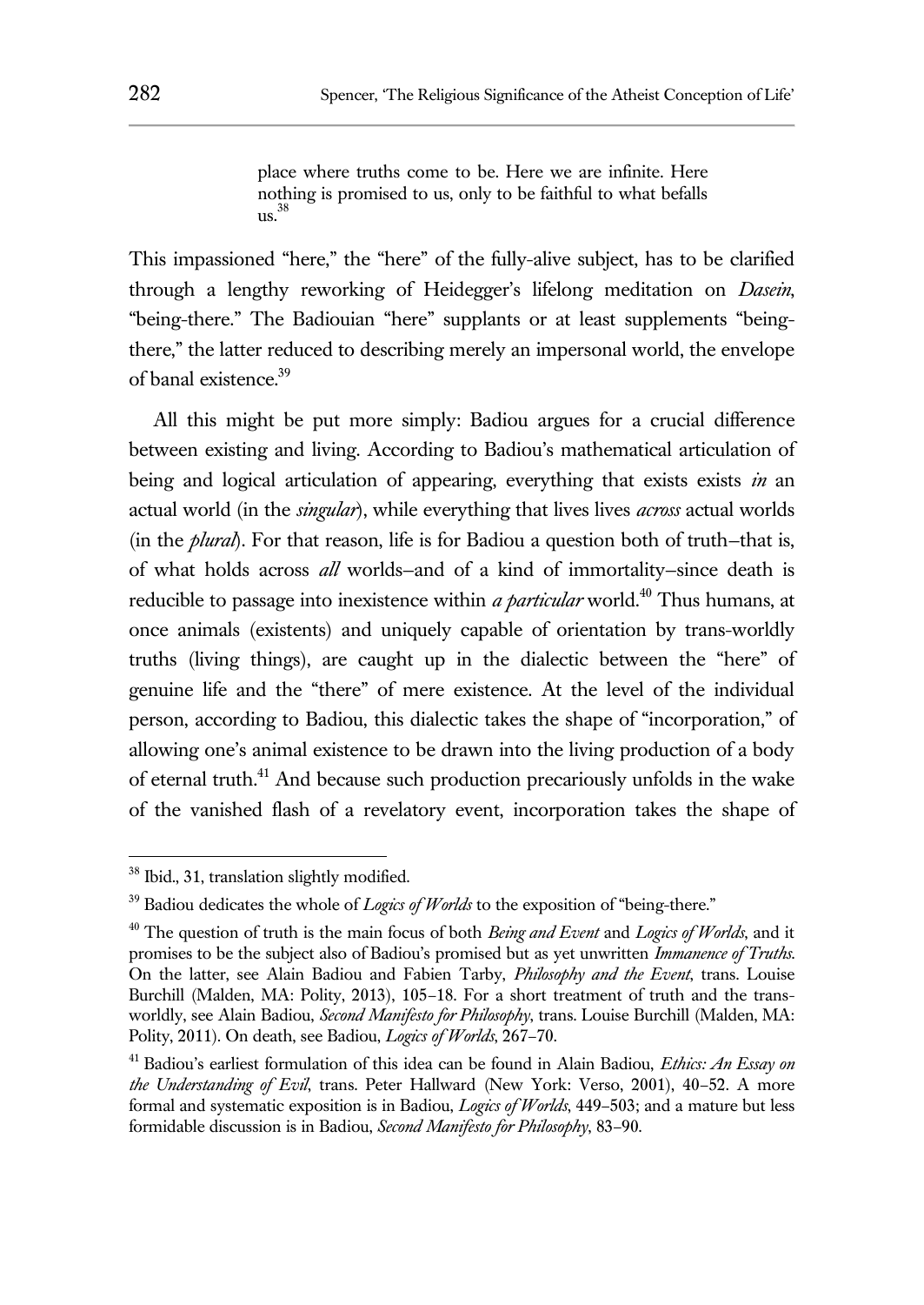> place where truths come to be. Here we are infinite. Here nothing is promised to us, only to be faithful to what befalls us.[38]

This impassioned "here," the "here" of the fully-alive subject, has to be clarified through a lengthy reworking of Heidegger's lifelong meditation on *Dasein*, "being-there." The Badiouian "here" supplants or at least supplements "being-there," the latter reduced to describing merely an impersonal world, the envelope of banal existence.[39]

All this might be put more simply: Badiou argues for a crucial difference between existing and living. According to Badiou's mathematical articulation of being and logical articulation of appearing, everything that exists exists *in* an actual world (in the *singular*), while everything that lives lives *across* actual worlds (in the *plural*). For that reason, life is for Badiou a question both of truth—that is, of what holds across *all* worlds—and of a kind of immortality—since death is reducible to passage into inexistence within *a particular* world.[40] Thus humans, at once animals (existents) and uniquely capable of orientation by trans-worldly truths (living things), are caught up in the dialectic between the "here" of genuine life and the "there" of mere existence. At the level of the individual person, according to Badiou, this dialectic takes the shape of "incorporation," of allowing one's animal existence to be drawn into the living production of a body of eternal truth.[41] And because such production precariously unfolds in the wake of the vanished flash of a revelatory event, incorporation takes the shape of

---

[38] Ibid., 31, translation slightly modified.

[39] Badiou dedicates the whole of *Logics of Worlds* to the exposition of "being-there."

[40] The question of truth is the main focus of both *Being and Event* and *Logics of Worlds*, and it promises to be the subject also of Badiou's promised but as yet unwritten *Immanence of Truths*. On the latter, see Alain Badiou and Fabien Tarby, *Philosophy and the Event*, trans. Louise Burchill (Malden, MA: Polity, 2013), 105–18. For a short treatment of truth and the trans-worldly, see Alain Badiou, *Second Manifesto for Philosophy*, trans. Louise Burchill (Malden, MA: Polity, 2011). On death, see Badiou, *Logics of Worlds*, 267–70.

[41] Badiou's earliest formulation of this idea can be found in Alain Badiou, *Ethics: An Essay on the Understanding of Evil*, trans. Peter Hallward (New York: Verso, 2001), 40–52. A more formal and systematic exposition is in Badiou, *Logics of Worlds*, 449–503; and a mature but less formidable discussion is in Badiou, *Second Manifesto for Philosophy*, 83–90.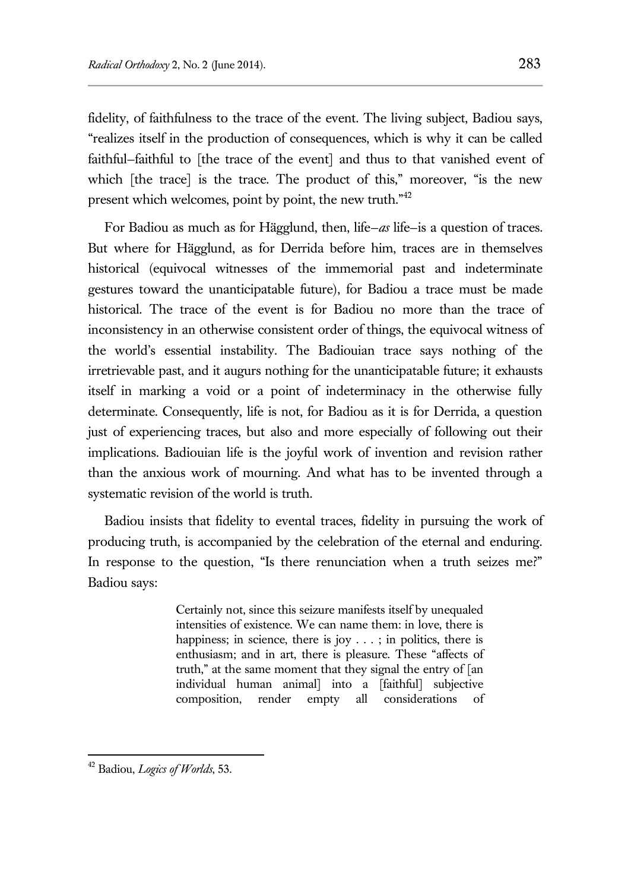fidelity, of faithfulness to the trace of the event. The living subject, Badiou says, "realizes itself in the production of consequences, which is why it can be called faithful–faithful to [the trace of the event] and thus to that vanished event of which [the trace] is the trace. The product of this," moreover, "is the new present which welcomes, point by point, the new truth."[42]

For Badiou as much as for Hägglund, then, life–*as* life–is a question of traces. But where for Hägglund, as for Derrida before him, traces are in themselves historical (equivocal witnesses of the immemorial past and indeterminate gestures toward the unanticipatable future), for Badiou a trace must be made historical. The trace of the event is for Badiou no more than the trace of inconsistency in an otherwise consistent order of things, the equivocal witness of the world's essential instability. The Badiouian trace says nothing of the irretrievable past, and it augurs nothing for the unanticipatable future; it exhausts itself in marking a void or a point of indeterminacy in the otherwise fully determinate. Consequently, life is not, for Badiou as it is for Derrida, a question just of experiencing traces, but also and more especially of following out their implications. Badiouian life is the joyful work of invention and revision rather than the anxious work of mourning. And what has to be invented through a systematic revision of the world is truth.

Badiou insists that fidelity to evental traces, fidelity in pursuing the work of producing truth, is accompanied by the celebration of the eternal and enduring. In response to the question, "Is there renunciation when a truth seizes me?" Badiou says:

> Certainly not, since this seizure manifests itself by unequaled intensities of existence. We can name them: in love, there is happiness; in science, there is joy . . . ; in politics, there is enthusiasm; and in art, there is pleasure. These "affects of truth," at the same moment that they signal the entry of [an individual human animal] into a [faithful] subjective composition, render empty all considerations of

---

[42] Badiou, *Logics of Worlds*, 53.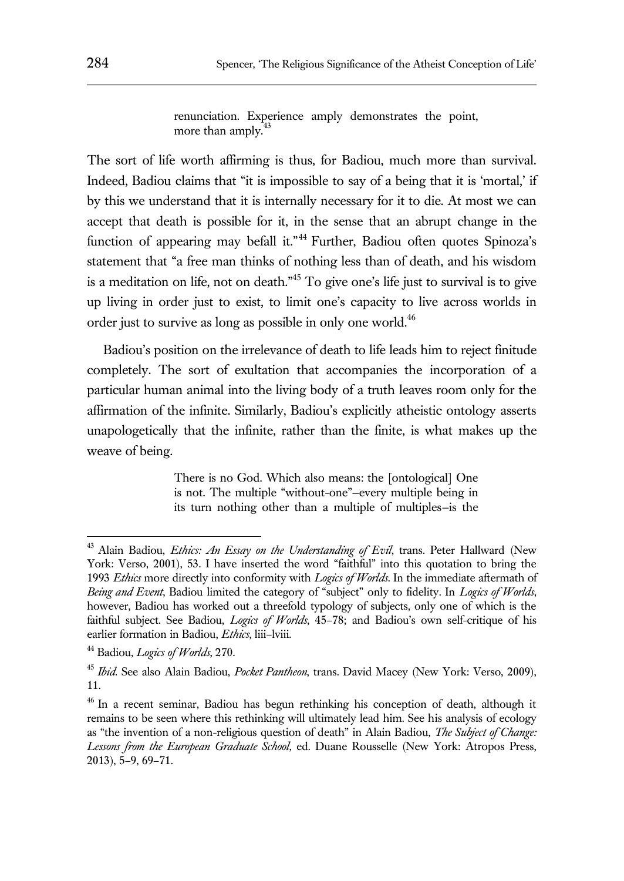> renunciation. Experience amply demonstrates the point, more than amply.[43]

The sort of life worth affirming is thus, for Badiou, much more than survival. Indeed, Badiou claims that "it is impossible to say of a being that it is 'mortal,' if by this we understand that it is internally necessary for it to die. At most we can accept that death is possible for it, in the sense that an abrupt change in the function of appearing may befall it."[44] Further, Badiou often quotes Spinoza's statement that "a free man thinks of nothing less than of death, and his wisdom is a meditation on life, not on death."[45] To give one's life just to survival is to give up living in order just to exist, to limit one's capacity to live across worlds in order just to survive as long as possible in only one world.[46]

Badiou's position on the irrelevance of death to life leads him to reject finitude completely. The sort of exultation that accompanies the incorporation of a particular human animal into the living body of a truth leaves room only for the affirmation of the infinite. Similarly, Badiou's explicitly atheistic ontology asserts unapologetically that the infinite, rather than the finite, is what makes up the weave of being.

> There is no God. Which also means: the [ontological] One is not. The multiple "without-one"–every multiple being in its turn nothing other than a multiple of multiples–is the

---

[43] Alain Badiou, *Ethics: An Essay on the Understanding of Evil*, trans. Peter Hallward (New York: Verso, 2001), 53. I have inserted the word "faithful" into this quotation to bring the 1993 *Ethics* more directly into conformity with *Logics of Worlds*. In the immediate aftermath of *Being and Event*, Badiou limited the category of "subject" only to fidelity. In *Logics of Worlds*, however, Badiou has worked out a threefold typology of subjects, only one of which is the faithful subject. See Badiou, *Logics of Worlds*, 45–78; and Badiou's own self-critique of his earlier formation in Badiou, *Ethics*, liii–lviii.

[44] Badiou, *Logics of Worlds*, 270.

[45] *Ibid*. See also Alain Badiou, *Pocket Pantheon*, trans. David Macey (New York: Verso, 2009), 11.

[46] In a recent seminar, Badiou has begun rethinking his conception of death, although it remains to be seen where this rethinking will ultimately lead him. See his analysis of ecology as "the invention of a non-religious question of death" in Alain Badiou, *The Subject of Change: Lessons from the European Graduate School*, ed. Duane Rousselle (New York: Atropos Press, 2013), 5–9, 69–71.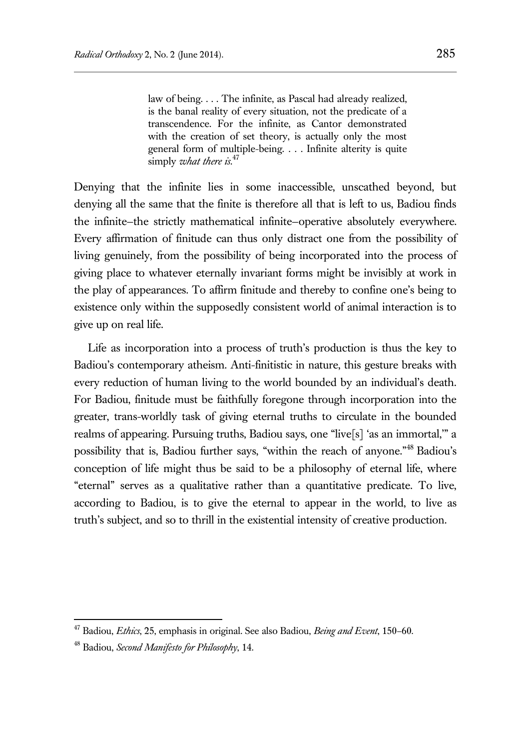> law of being. . . . The infinite, as Pascal had already realized, is the banal reality of every situation, not the predicate of a transcendence. For the infinite, as Cantor demonstrated with the creation of set theory, is actually only the most general form of multiple-being. . . . Infinite alterity is quite simply *what there is*.[47]

Denying that the infinite lies in some inaccessible, unscathed beyond, but denying all the same that the finite is therefore all that is left to us, Badiou finds the infinite–the strictly mathematical infinite–operative absolutely everywhere. Every affirmation of finitude can thus only distract one from the possibility of living genuinely, from the possibility of being incorporated into the process of giving place to whatever eternally invariant forms might be invisibly at work in the play of appearances. To affirm finitude and thereby to confine one's being to existence only within the supposedly consistent world of animal interaction is to give up on real life.

Life as incorporation into a process of truth's production is thus the key to Badiou's contemporary atheism. Anti-finitistic in nature, this gesture breaks with every reduction of human living to the world bounded by an individual's death. For Badiou, finitude must be faithfully foregone through incorporation into the greater, trans-worldly task of giving eternal truths to circulate in the bounded realms of appearing. Pursuing truths, Badiou says, one "live[s] 'as an immortal,'" a possibility that is, Badiou further says, "within the reach of anyone."[48] Badiou's conception of life might thus be said to be a philosophy of eternal life, where "eternal" serves as a qualitative rather than a quantitative predicate. To live, according to Badiou, is to give the eternal to appear in the world, to live as truth's subject, and so to thrill in the existential intensity of creative production.

---

[47] Badiou, *Ethics*, 25, emphasis in original. See also Badiou, *Being and Event*, 150–60.

[48] Badiou, *Second Manifesto for Philosophy*, 14.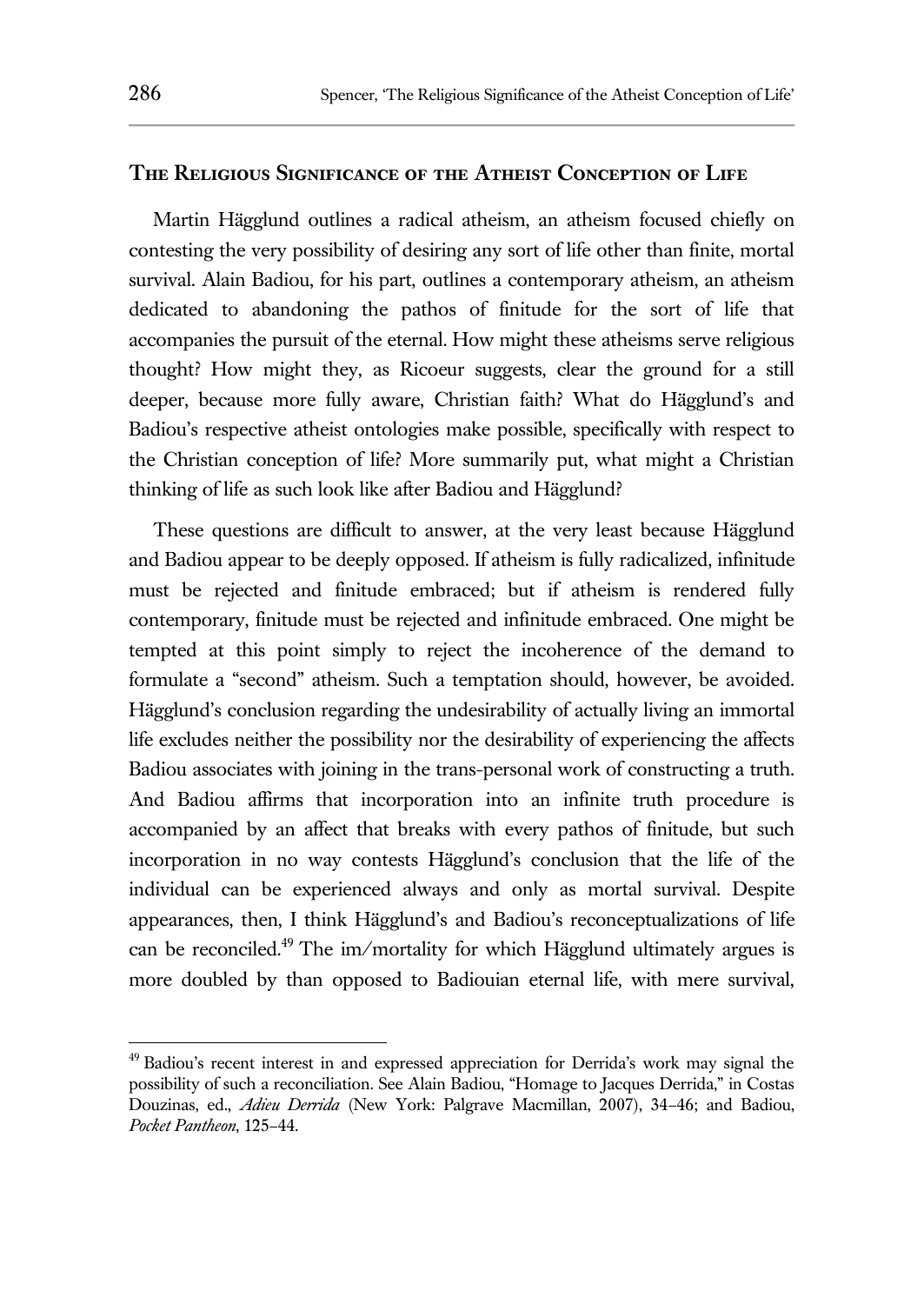## The Religious Significance of the Atheist Conception of Life

Martin Hägglund outlines a radical atheism, an atheism focused chiefly on contesting the very possibility of desiring any sort of life other than finite, mortal survival. Alain Badiou, for his part, outlines a contemporary atheism, an atheism dedicated to abandoning the pathos of finitude for the sort of life that accompanies the pursuit of the eternal. How might these atheisms serve religious thought? How might they, as Ricoeur suggests, clear the ground for a still deeper, because more fully aware, Christian faith? What do Hägglund's and Badiou's respective atheist ontologies make possible, specifically with respect to the Christian conception of life? More summarily put, what might a Christian thinking of life as such look like after Badiou and Hägglund?

These questions are difficult to answer, at the very least because Hägglund and Badiou appear to be deeply opposed. If atheism is fully radicalized, infinitude must be rejected and finitude embraced; but if atheism is rendered fully contemporary, finitude must be rejected and infinitude embraced. One might be tempted at this point simply to reject the incoherence of the demand to formulate a "second" atheism. Such a temptation should, however, be avoided. Hägglund's conclusion regarding the undesirability of actually living an immortal life excludes neither the possibility nor the desirability of experiencing the affects Badiou associates with joining in the trans-personal work of constructing a truth. And Badiou affirms that incorporation into an infinite truth procedure is accompanied by an affect that breaks with every pathos of finitude, but such incorporation in no way contests Hägglund's conclusion that the life of the individual can be experienced always and only as mortal survival. Despite appearances, then, I think Hägglund's and Badiou's reconceptualizations of life can be reconciled.[49] The im/mortality for which Hägglund ultimately argues is more doubled by than opposed to Badiouian eternal life, with mere survival,

[49] Badiou's recent interest in and expressed appreciation for Derrida's work may signal the possibility of such a reconciliation. See Alain Badiou, "Homage to Jacques Derrida," in Costas Douzinas, ed., *Adieu Derrida* (New York: Palgrave Macmillan, 2007), 34–46; and Badiou, *Pocket Pantheon*, 125–44.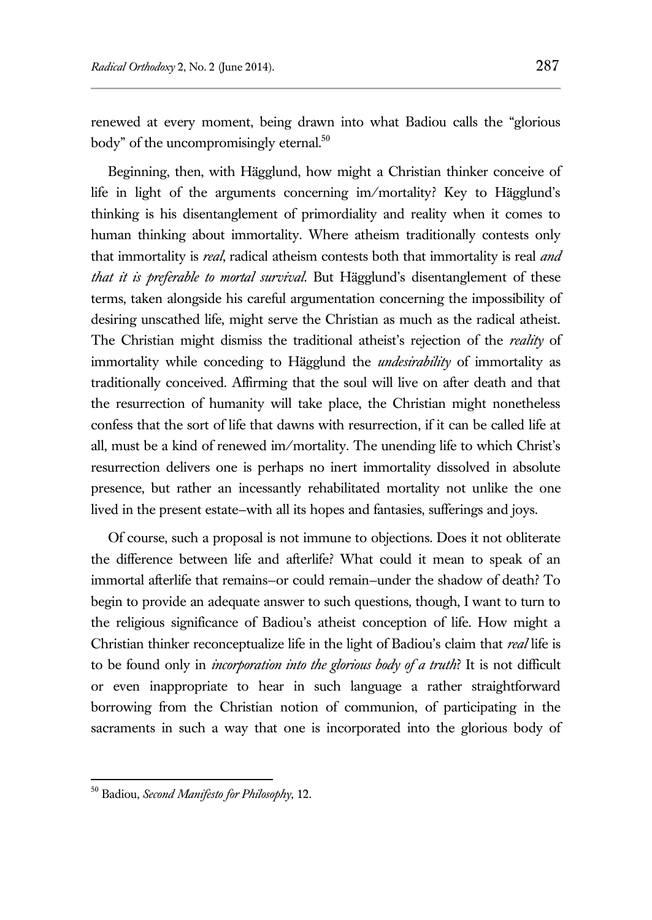renewed at every moment, being drawn into what Badiou calls the "glorious body" of the uncompromisingly eternal.[50]

Beginning, then, with Hägglund, how might a Christian thinker conceive of life in light of the arguments concerning im/mortality? Key to Hägglund's thinking is his disentanglement of primordiality and reality when it comes to human thinking about immortality. Where atheism traditionally contests only that immortality is *real*, radical atheism contests both that immortality is real *and that it is preferable to mortal survival*. But Hägglund's disentanglement of these terms, taken alongside his careful argumentation concerning the impossibility of desiring unscathed life, might serve the Christian as much as the radical atheist. The Christian might dismiss the traditional atheist's rejection of the *reality* of immortality while conceding to Hägglund the *undesirability* of immortality as traditionally conceived. Affirming that the soul will live on after death and that the resurrection of humanity will take place, the Christian might nonetheless confess that the sort of life that dawns with resurrection, if it can be called life at all, must be a kind of renewed im/mortality. The unending life to which Christ's resurrection delivers one is perhaps no inert immortality dissolved in absolute presence, but rather an incessantly rehabilitated mortality not unlike the one lived in the present estate–with all its hopes and fantasies, sufferings and joys.

Of course, such a proposal is not immune to objections. Does it not obliterate the difference between life and afterlife? What could it mean to speak of an immortal afterlife that remains–or could remain–under the shadow of death? To begin to provide an adequate answer to such questions, though, I want to turn to the religious significance of Badiou's atheist conception of life. How might a Christian thinker reconceptualize life in the light of Badiou's claim that *real* life is to be found only in *incorporation into the glorious body of a truth*? It is not difficult or even inappropriate to hear in such language a rather straightforward borrowing from the Christian notion of communion, of participating in the sacraments in such a way that one is incorporated into the glorious body of

---

[50] Badiou, *Second Manifesto for Philosophy*, 12.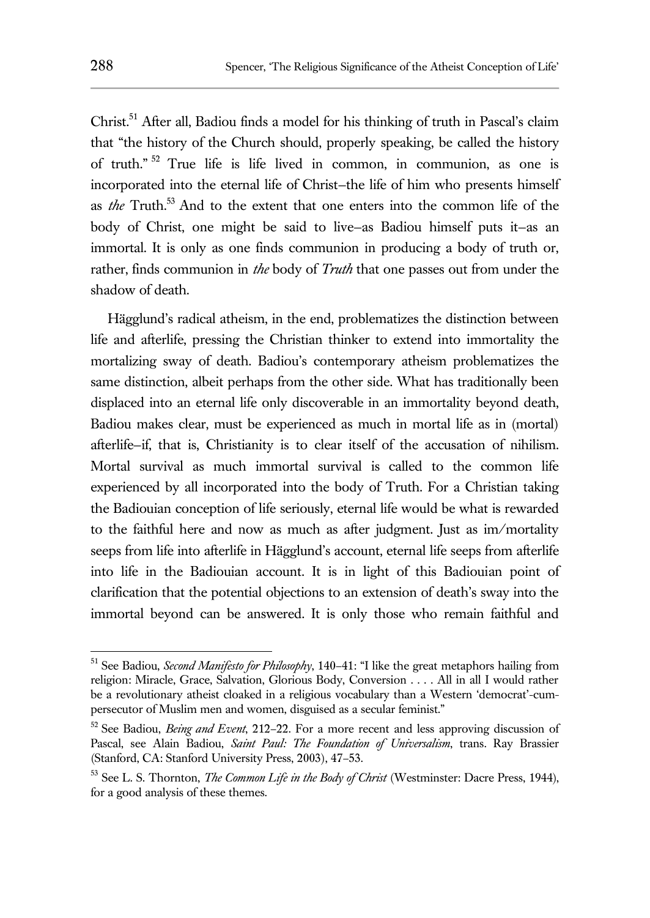Christ.[51] After all, Badiou finds a model for his thinking of truth in Pascal's claim that "the history of the Church should, properly speaking, be called the history of truth."[52] True life is life lived in common, in communion, as one is incorporated into the eternal life of Christ—the life of him who presents himself as *the* Truth.[53] And to the extent that one enters into the common life of the body of Christ, one might be said to live—as Badiou himself puts it—as an immortal. It is only as one finds communion in producing a body of truth or, rather, finds communion in *the* body of *Truth* that one passes out from under the shadow of death.

Hägglund's radical atheism, in the end, problematizes the distinction between life and afterlife, pressing the Christian thinker to extend into immortality the mortalizing sway of death. Badiou's contemporary atheism problematizes the same distinction, albeit perhaps from the other side. What has traditionally been displaced into an eternal life only discoverable in an immortality beyond death, Badiou makes clear, must be experienced as much in mortal life as in (mortal) afterlife—if, that is, Christianity is to clear itself of the accusation of nihilism. Mortal survival as much immortal survival is called to the common life experienced by all incorporated into the body of Truth. For a Christian taking the Badiouian conception of life seriously, eternal life would be what is rewarded to the faithful here and now as much as after judgment. Just as im/mortality seeps from life into afterlife in Hägglund's account, eternal life seeps from afterlife into life in the Badiouian account. It is in light of this Badiouian point of clarification that the potential objections to an extension of death's sway into the immortal beyond can be answered. It is only those who remain faithful and

[51] See Badiou, *Second Manifesto for Philosophy*, 140–41: "I like the great metaphors hailing from religion: Miracle, Grace, Salvation, Glorious Body, Conversion . . . . All in all I would rather be a revolutionary atheist cloaked in a religious vocabulary than a Western 'democrat'-cum-persecutor of Muslim men and women, disguised as a secular feminist."

[52] See Badiou, *Being and Event*, 212–22. For a more recent and less approving discussion of Pascal, see Alain Badiou, *Saint Paul: The Foundation of Universalism*, trans. Ray Brassier (Stanford, CA: Stanford University Press, 2003), 47–53.

[53] See L. S. Thornton, *The Common Life in the Body of Christ* (Westminster: Dacre Press, 1944), for a good analysis of these themes.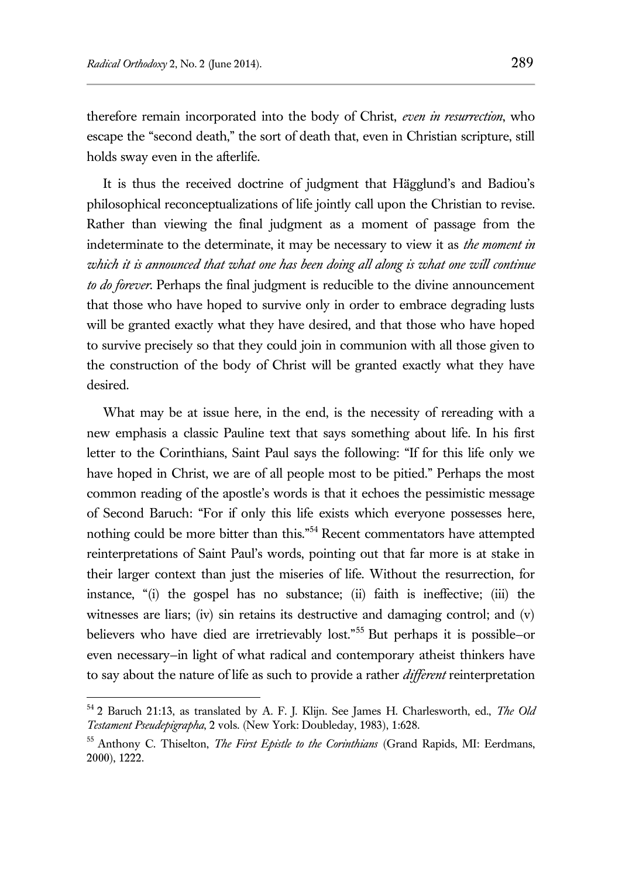therefore remain incorporated into the body of Christ, *even in resurrection*, who escape the "second death," the sort of death that, even in Christian scripture, still holds sway even in the afterlife.

It is thus the received doctrine of judgment that Hägglund's and Badiou's philosophical reconceptualizations of life jointly call upon the Christian to revise. Rather than viewing the final judgment as a moment of passage from the indeterminate to the determinate, it may be necessary to view it as *the moment in which it is announced that what one has been doing all along is what one will continue to do forever*. Perhaps the final judgment is reducible to the divine announcement that those who have hoped to survive only in order to embrace degrading lusts will be granted exactly what they have desired, and that those who have hoped to survive precisely so that they could join in communion with all those given to the construction of the body of Christ will be granted exactly what they have desired.

What may be at issue here, in the end, is the necessity of rereading with a new emphasis a classic Pauline text that says something about life. In his first letter to the Corinthians, Saint Paul says the following: "If for this life only we have hoped in Christ, we are of all people most to be pitied." Perhaps the most common reading of the apostle's words is that it echoes the pessimistic message of Second Baruch: "For if only this life exists which everyone possesses here, nothing could be more bitter than this."[54] Recent commentators have attempted reinterpretations of Saint Paul's words, pointing out that far more is at stake in their larger context than just the miseries of life. Without the resurrection, for instance, "(i) the gospel has no substance; (ii) faith is ineffective; (iii) the witnesses are liars; (iv) sin retains its destructive and damaging control; and (v) believers who have died are irretrievably lost."[55] But perhaps it is possible–or even necessary–in light of what radical and contemporary atheist thinkers have to say about the nature of life as such to provide a rather *different* reinterpretation

---

[54] 2 Baruch 21:13, as translated by A. F. J. Klijn. See James H. Charlesworth, ed., *The Old Testament Pseudepigrapha*, 2 vols. (New York: Doubleday, 1983), 1:628.

[55] Anthony C. Thiselton, *The First Epistle to the Corinthians* (Grand Rapids, MI: Eerdmans, 2000), 1222.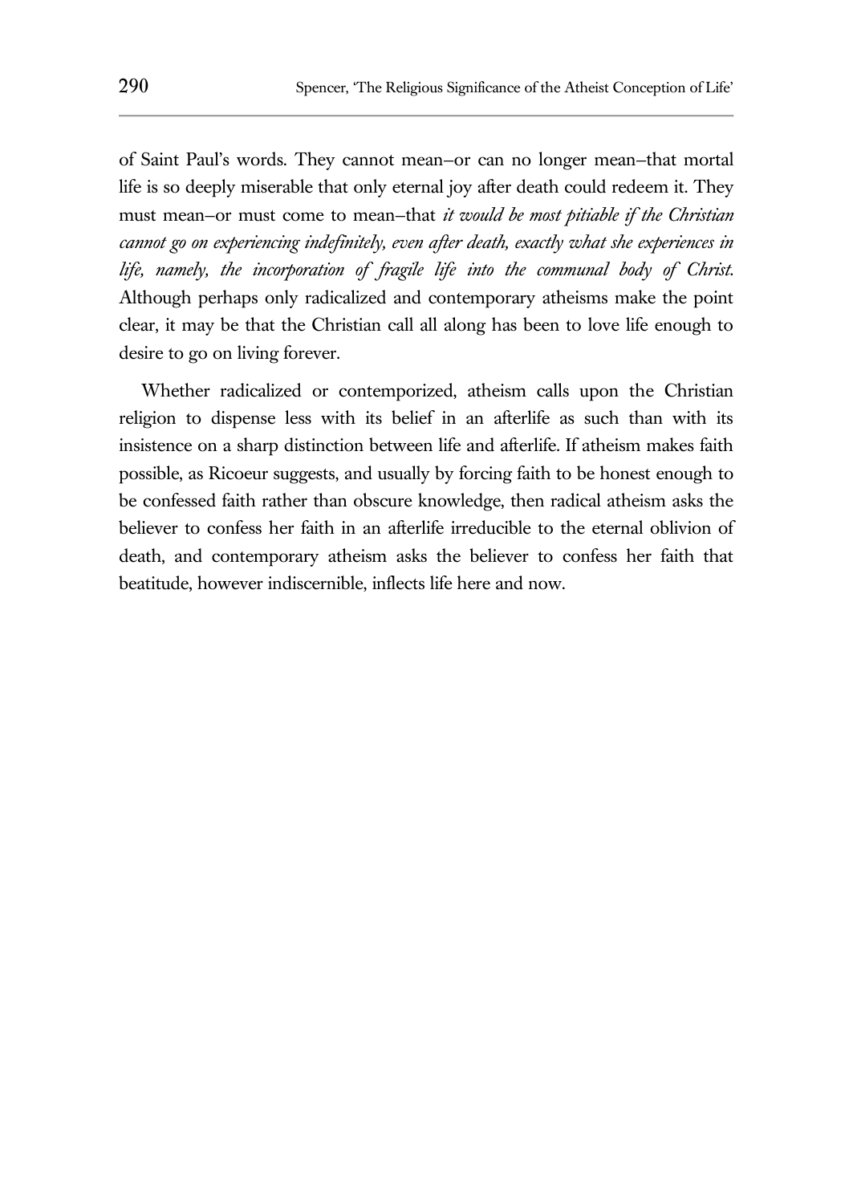of Saint Paul's words. They cannot mean–or can no longer mean–that mortal life is so deeply miserable that only eternal joy after death could redeem it. They must mean–or must come to mean–that *it would be most pitiable if the Christian cannot go on experiencing indefinitely, even after death, exactly what she experiences in life, namely, the incorporation of fragile life into the communal body of Christ.* Although perhaps only radicalized and contemporary atheisms make the point clear, it may be that the Christian call all along has been to love life enough to desire to go on living forever.

Whether radicalized or contemporized, atheism calls upon the Christian religion to dispense less with its belief in an afterlife as such than with its insistence on a sharp distinction between life and afterlife. If atheism makes faith possible, as Ricoeur suggests, and usually by forcing faith to be honest enough to be confessed faith rather than obscure knowledge, then radical atheism asks the believer to confess her faith in an afterlife irreducible to the eternal oblivion of death, and contemporary atheism asks the believer to confess her faith that beatitude, however indiscernible, inflects life here and now.